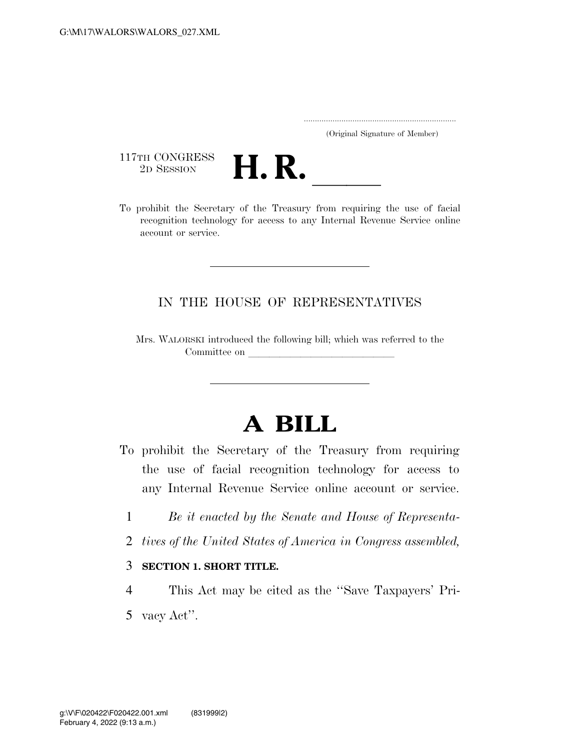(Original Signature of Member)

117TH CONGRESS
2D SESSION

# H. R. ______

To prohibit the Secretary of the Treasury from requiring the use of facial recognition technology for access to any Internal Revenue Service online account or service.

---

IN THE HOUSE OF REPRESENTATIVES

Mrs. WALORSKI introduced the following bill; which was referred to the Committee on ______________________________

---

# A BILL

To prohibit the Secretary of the Treasury from requiring the use of facial recognition technology for access to any Internal Revenue Service online account or service.

1 *Be it enacted by the Senate and House of Representa-*
2 *tives of the United States of America in Congress assembled,*

3 **SECTION 1. SHORT TITLE.**

4 This Act may be cited as the ''Save Taxpayers' Pri-
5 vacy Act''.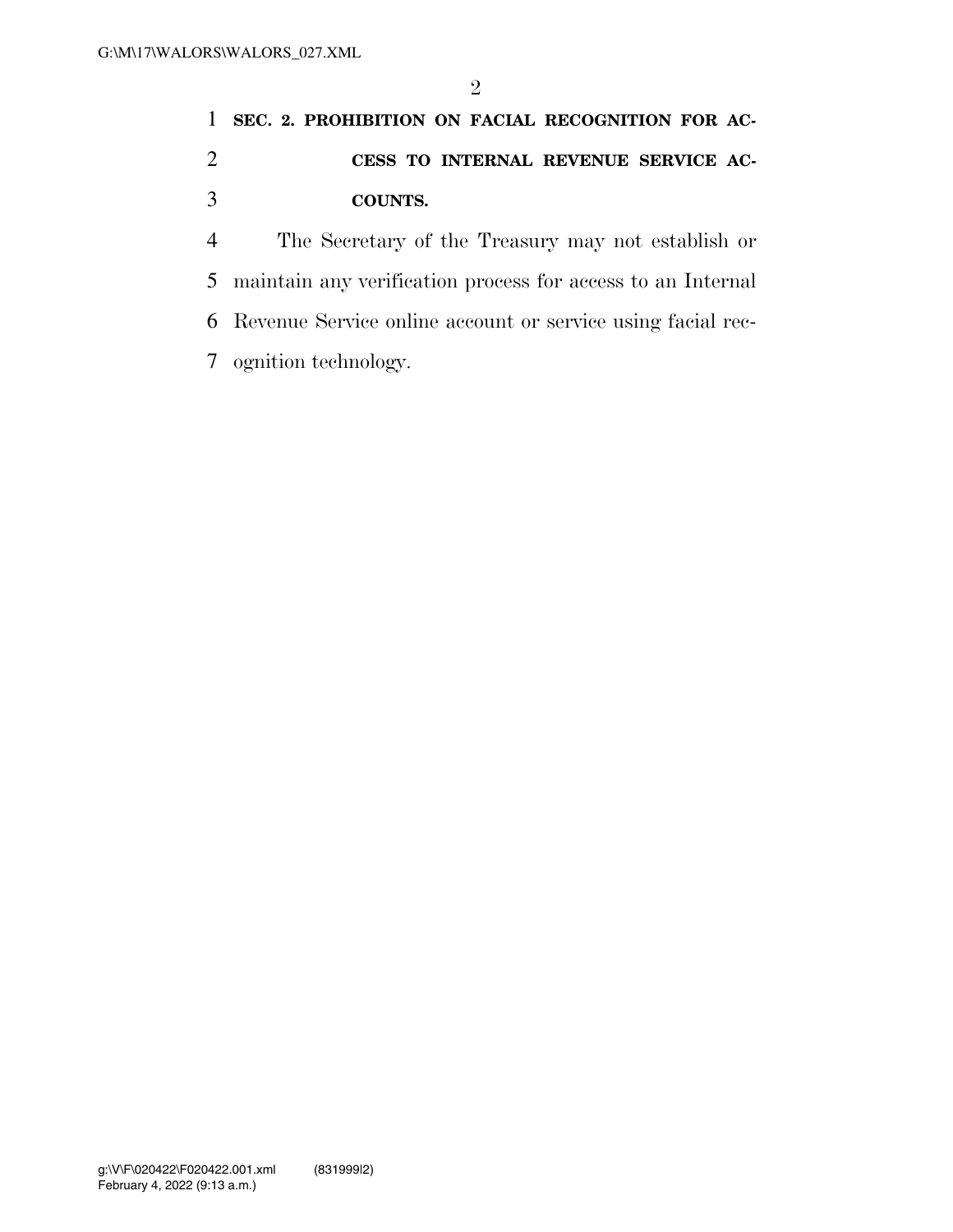**SEC. 2. PROHIBITION ON FACIAL RECOGNITION FOR ACCESS TO INTERNAL REVENUE SERVICE ACCOUNTS.**

The Secretary of the Treasury may not establish or maintain any verification process for access to an Internal Revenue Service online account or service using facial recognition technology.